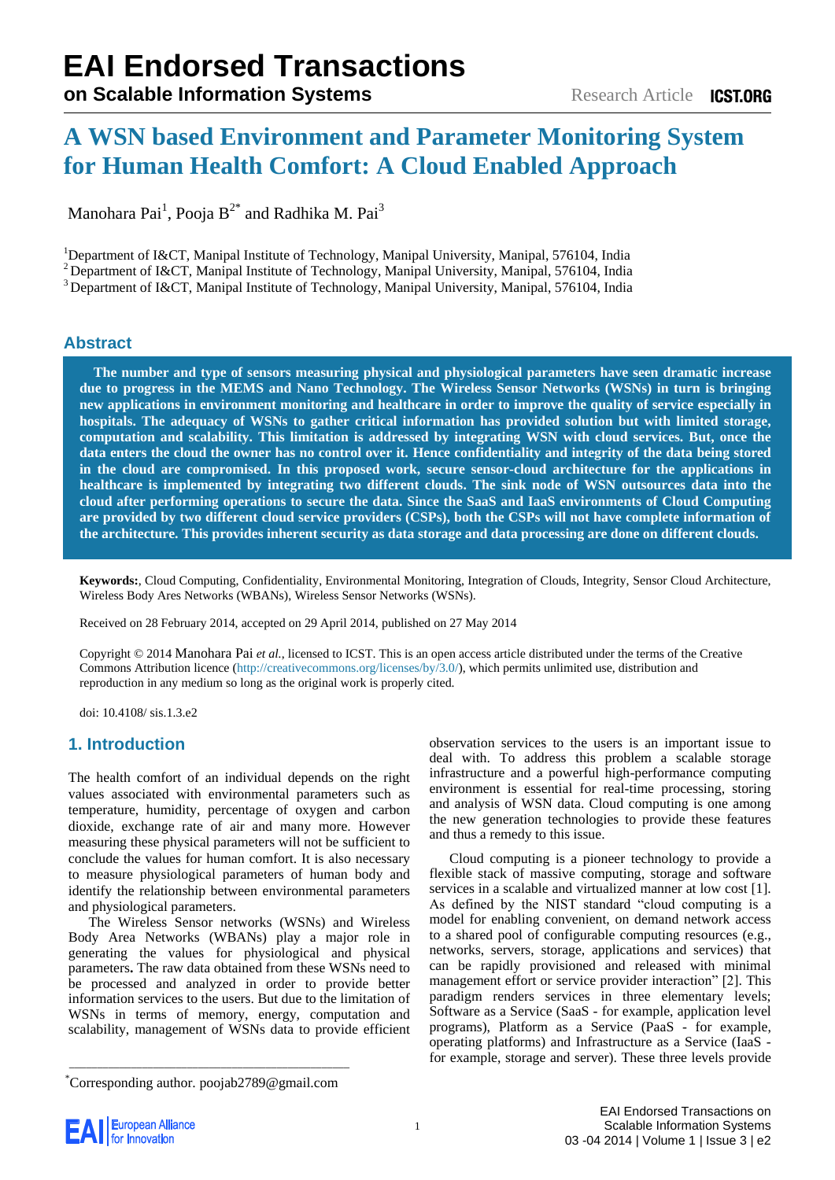# A WSN based Environment and Parameter Monitoring System for Human Health Comfort: A Cloud Enabled Approach

Manohara Pai[1], Pooja B[2*] and Radhika M. Pai[3]

[1]Department of I&CT, Manipal Institute of Technology, Manipal University, Manipal, 576104, India
[2]Department of I&CT, Manipal Institute of Technology, Manipal University, Manipal, 576104, India
[3]Department of I&CT, Manipal Institute of Technology, Manipal University, Manipal, 576104, India

## Abstract

**The number and type of sensors measuring physical and physiological parameters have seen dramatic increase due to progress in the MEMS and Nano Technology. The Wireless Sensor Networks (WSNs) in turn is bringing new applications in environment monitoring and healthcare in order to improve the quality of service especially in hospitals. The adequacy of WSNs to gather critical information has provided solution but with limited storage, computation and scalability. This limitation is addressed by integrating WSN with cloud services. But, once the data enters the cloud the owner has no control over it. Hence confidentiality and integrity of the data being stored in the cloud are compromised. In this proposed work, secure sensor-cloud architecture for the applications in healthcare is implemented by integrating two different clouds. The sink node of WSN outsources data into the cloud after performing operations to secure the data. Since the SaaS and IaaS environments of Cloud Computing are provided by two different cloud service providers (CSPs), both the CSPs will not have complete information of the architecture. This provides inherent security as data storage and data processing are done on different clouds.**

**Keywords:**, Cloud Computing, Confidentiality, Environmental Monitoring, Integration of Clouds, Integrity, Sensor Cloud Architecture, Wireless Body Ares Networks (WBANs), Wireless Sensor Networks (WSNs).

Received on 28 February 2014, accepted on 29 April 2014, published on 27 May 2014

Copyright © 2014 Manohara Pai *et al.*, licensed to ICST. This is an open access article distributed under the terms of the Creative Commons Attribution licence (http://creativecommons.org/licenses/by/3.0/), which permits unlimited use, distribution and reproduction in any medium so long as the original work is properly cited.

doi: 10.4108/ sis.1.3.e2

## 1. Introduction

The health comfort of an individual depends on the right values associated with environmental parameters such as temperature, humidity, percentage of oxygen and carbon dioxide, exchange rate of air and many more. However measuring these physical parameters will not be sufficient to conclude the values for human comfort. It is also necessary to measure physiological parameters of human body and identify the relationship between environmental parameters and physiological parameters.

The Wireless Sensor networks (WSNs) and Wireless Body Area Networks (WBANs) play a major role in generating the values for physiological and physical parameters**.** The raw data obtained from these WSNs need to be processed and analyzed in order to provide better information services to the users. But due to the limitation of WSNs in terms of memory, energy, computation and scalability, management of WSNs data to provide efficient observation services to the users is an important issue to deal with. To address this problem a scalable storage infrastructure and a powerful high-performance computing environment is essential for real-time processing, storing and analysis of WSN data. Cloud computing is one among the new generation technologies to provide these features and thus a remedy to this issue.

Cloud computing is a pioneer technology to provide a flexible stack of massive computing, storage and software services in a scalable and virtualized manner at low cost [1]. As defined by the NIST standard "cloud computing is a model for enabling convenient, on demand network access to a shared pool of configurable computing resources (e.g., networks, servers, storage, applications and services) that can be rapidly provisioned and released with minimal management effort or service provider interaction" [2]. This paradigm renders services in three elementary levels; Software as a Service (SaaS - for example, application level programs), Platform as a Service (PaaS - for example, operating platforms) and Infrastructure as a Service (IaaS - for example, storage and server). These three levels provide

*Corresponding author. poojab2789@gmail.com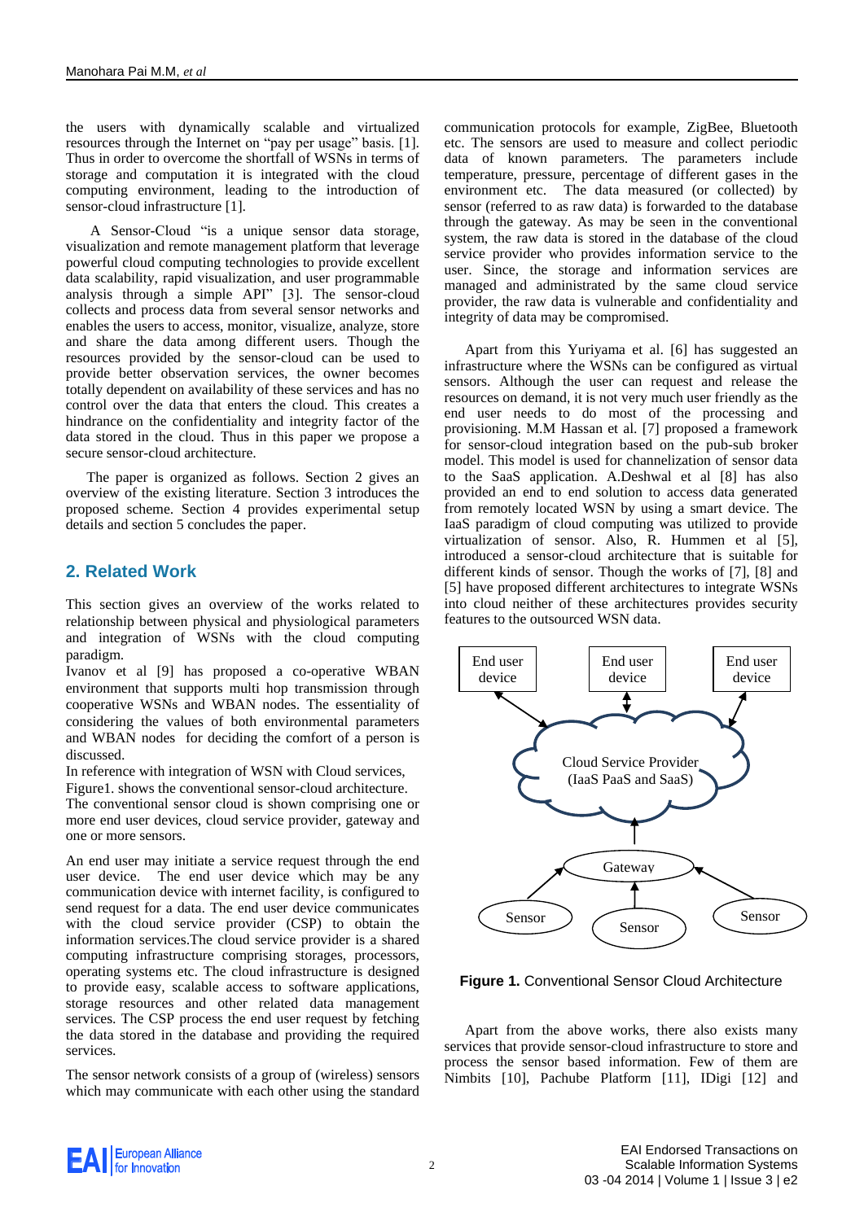the users with dynamically scalable and virtualized resources through the Internet on "pay per usage" basis. [1]. Thus in order to overcome the shortfall of WSNs in terms of storage and computation it is integrated with the cloud computing environment, leading to the introduction of sensor-cloud infrastructure [1].

A Sensor-Cloud "is a unique sensor data storage, visualization and remote management platform that leverage powerful cloud computing technologies to provide excellent data scalability, rapid visualization, and user programmable analysis through a simple API" [3]. The sensor-cloud collects and process data from several sensor networks and enables the users to access, monitor, visualize, analyze, store and share the data among different users. Though the resources provided by the sensor-cloud can be used to provide better observation services, the owner becomes totally dependent on availability of these services and has no control over the data that enters the cloud. This creates a hindrance on the confidentiality and integrity factor of the data stored in the cloud. Thus in this paper we propose a secure sensor-cloud architecture.

The paper is organized as follows. Section 2 gives an overview of the existing literature. Section 3 introduces the proposed scheme. Section 4 provides experimental setup details and section 5 concludes the paper.

## 2. Related Work

This section gives an overview of the works related to relationship between physical and physiological parameters and integration of WSNs with the cloud computing paradigm.
Ivanov et al [9] has proposed a co-operative WBAN environment that supports multi hop transmission through cooperative WSNs and WBAN nodes. The essentiality of considering the values of both environmental parameters and WBAN nodes for deciding the comfort of a person is discussed.
In reference with integration of WSN with Cloud services, Figure1. shows the conventional sensor-cloud architecture.
The conventional sensor cloud is shown comprising one or more end user devices, cloud service provider, gateway and one or more sensors.

An end user may initiate a service request through the end user device. The end user device which may be any communication device with internet facility, is configured to send request for a data. The end user device communicates with the cloud service provider (CSP) to obtain the information services.The cloud service provider is a shared computing infrastructure comprising storages, processors, operating systems etc. The cloud infrastructure is designed to provide easy, scalable access to software applications, storage resources and other related data management services. The CSP process the end user request by fetching the data stored in the database and providing the required services.

The sensor network consists of a group of (wireless) sensors which may communicate with each other using the standard communication protocols for example, ZigBee, Bluetooth etc. The sensors are used to measure and collect periodic data of known parameters. The parameters include temperature, pressure, percentage of different gases in the environment etc. The data measured (or collected) by sensor (referred to as raw data) is forwarded to the database through the gateway. As may be seen in the conventional system, the raw data is stored in the database of the cloud service provider who provides information service to the user. Since, the storage and information services are managed and administrated by the same cloud service provider, the raw data is vulnerable and confidentiality and integrity of data may be compromised.

Apart from this Yuriyama et al. [6] has suggested an infrastructure where the WSNs can be configured as virtual sensors. Although the user can request and release the resources on demand, it is not very much user friendly as the end user needs to do most of the processing and provisioning. M.M Hassan et al. [7] proposed a framework for sensor-cloud integration based on the pub-sub broker model. This model is used for channelization of sensor data to the SaaS application. A.Deshwal et al [8] has also provided an end to end solution to access data generated from remotely located WSN by using a smart device. The IaaS paradigm of cloud computing was utilized to provide virtualization of sensor. Also, R. Hummen et al [5], introduced a sensor-cloud architecture that is suitable for different kinds of sensor. Though the works of [7], [8] and [5] have proposed different architectures to integrate WSNs into cloud neither of these architectures provides security features to the outsourced WSN data.

End user device | End user device | End user device

Cloud Service Provider (IaaS PaaS and SaaS)

Gateway

Sensor | Sensor | Sensor

**Figure 1.** Conventional Sensor Cloud Architecture

Apart from the above works, there also exists many services that provide sensor-cloud infrastructure to store and process the sensor based information. Few of them are Nimbits [10], Pachube Platform [11], IDigi [12] and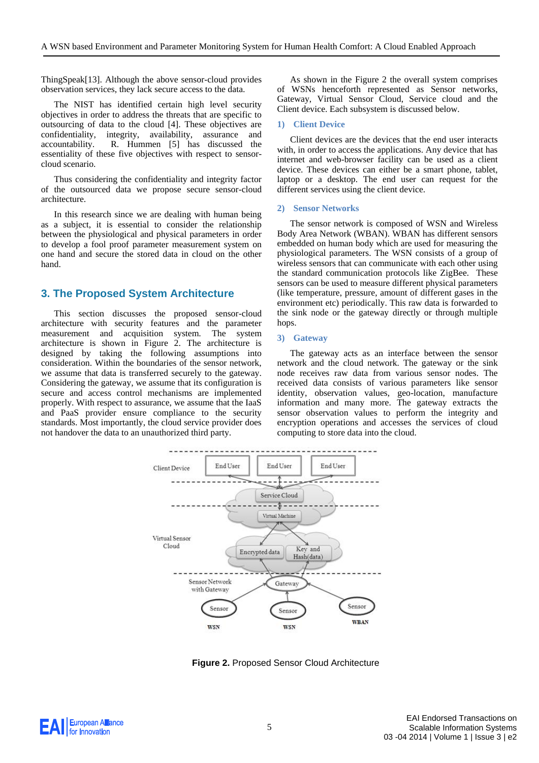ThingSpeak[13]. Although the above sensor-cloud provides observation services, they lack secure access to the data.

The NIST has identified certain high level security objectives in order to address the threats that are specific to outsourcing of data to the cloud [4]. These objectives are confidentiality, integrity, availability, assurance and accountability. R. Hummen [5] has discussed the essentiality of these five objectives with respect to sensor-cloud scenario.

Thus considering the confidentiality and integrity factor of the outsourced data we propose secure sensor-cloud architecture.

In this research since we are dealing with human being as a subject, it is essential to consider the relationship between the physiological and physical parameters in order to develop a fool proof parameter measurement system on one hand and secure the stored data in cloud on the other hand.

## 3. The Proposed System Architecture

This section discusses the proposed sensor-cloud architecture with security features and the parameter measurement and acquisition system. The system architecture is shown in Figure 2. The architecture is designed by taking the following assumptions into consideration. Within the boundaries of the sensor network, we assume that data is transferred securely to the gateway. Considering the gateway, we assume that its configuration is secure and access control mechanisms are implemented properly. With respect to assurance, we assume that the IaaS and PaaS provider ensure compliance to the security standards. Most importantly, the cloud service provider does not handover the data to an unauthorized third party.

As shown in the Figure 2 the overall system comprises of WSNs henceforth represented as Sensor networks, Gateway, Virtual Sensor Cloud, Service cloud and the Client device. Each subsystem is discussed below.

### 1) Client Device

Client devices are the devices that the end user interacts with, in order to access the applications. Any device that has internet and web-browser facility can be used as a client device. These devices can either be a smart phone, tablet, laptop or a desktop. The end user can request for the different services using the client device.

### 2) Sensor Networks

The sensor network is composed of WSN and Wireless Body Area Network (WBAN). WBAN has different sensors embedded on human body which are used for measuring the physiological parameters. The WSN consists of a group of wireless sensors that can communicate with each other using the standard communication protocols like ZigBee. These sensors can be used to measure different physical parameters (like temperature, pressure, amount of different gases in the environment etc) periodically. This raw data is forwarded to the sink node or the gateway directly or through multiple hops.

### 3) Gateway

The gateway acts as an interface between the sensor network and the cloud network. The gateway or the sink node receives raw data from various sensor nodes. The received data consists of various parameters like sensor identity, observation values, geo-location, manufacture information and many more. The gateway extracts the sensor observation values to perform the integrity and encryption operations and accesses the services of cloud computing to store data into the cloud.

**Figure 2.** Proposed Sensor Cloud Architecture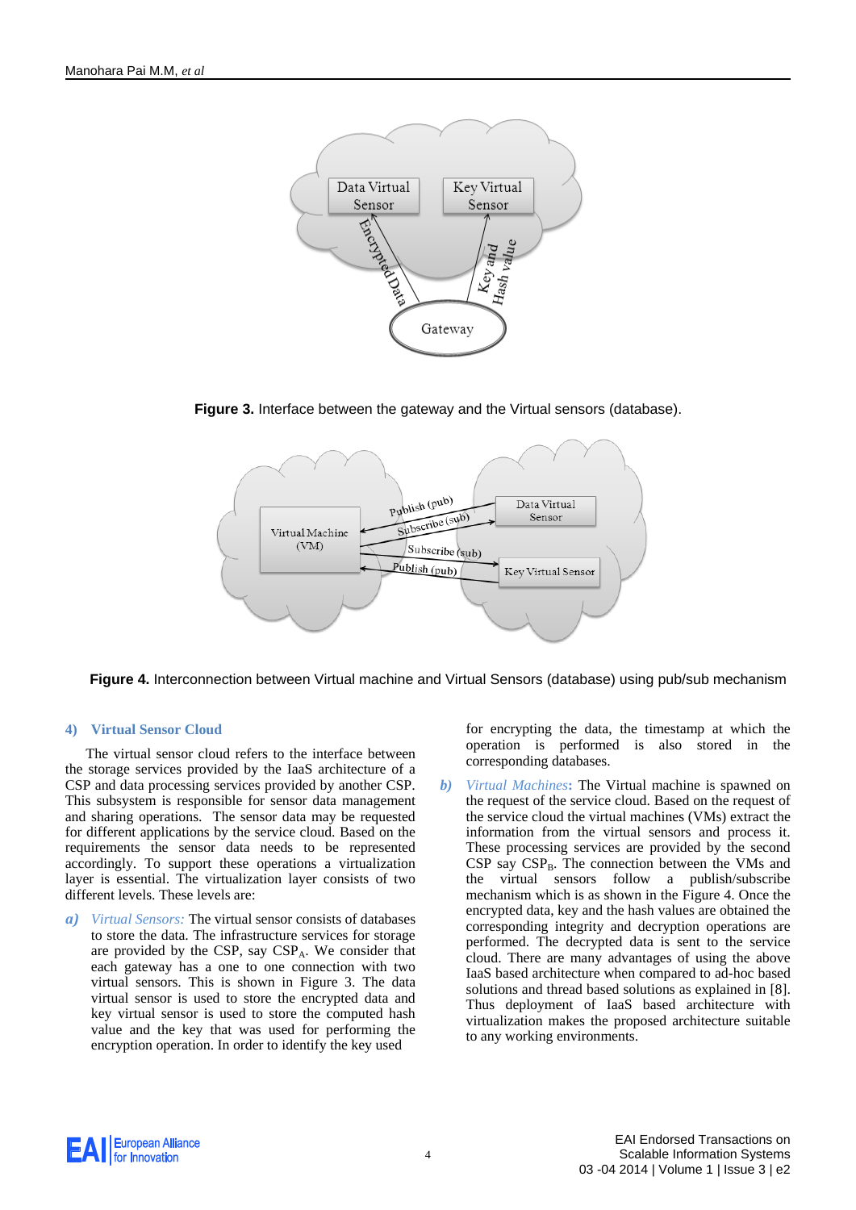Data Virtual Sensor

Key Virtual Sensor

Encrypted Data

Key and Hash value

Gateway

**Figure 3.** Interface between the gateway and the Virtual sensors (database).

Virtual Machine (VM)

Publish (pub)

Subscribe (sub)

Subscribe (sub)

Publish (pub)

Data Virtual Sensor

Key Virtual Sensor

**Figure 4.** Interconnection between Virtual machine and Virtual Sensors (database) using pub/sub mechanism

### 4) Virtual Sensor Cloud

The virtual sensor cloud refers to the interface between the storage services provided by the IaaS architecture of a CSP and data processing services provided by another CSP. This subsystem is responsible for sensor data management and sharing operations. The sensor data may be requested for different applications by the service cloud. Based on the requirements the sensor data needs to be represented accordingly. To support these operations a virtualization layer is essential. The virtualization layer consists of two different levels. These levels are:

*a) Virtual Sensors:* The virtual sensor consists of databases to store the data. The infrastructure services for storage are provided by the CSP, say $CSP_A$. We consider that each gateway has a one to one connection with two virtual sensors. This is shown in Figure 3. The data virtual sensor is used to store the encrypted data and key virtual sensor is used to store the computed hash value and the key that was used for performing the encryption operation. In order to identify the key used for encrypting the data, the timestamp at which the operation is performed is also stored in the corresponding databases.

*b) Virtual Machines*: The Virtual machine is spawned on the request of the service cloud. Based on the request of the service cloud the virtual machines (VMs) extract the information from the virtual sensors and process it. These processing services are provided by the second CSP say $CSP_B$. The connection between the VMs and the virtual sensors follow a publish/subscribe mechanism which is as shown in the Figure 4. Once the encrypted data, key and the hash values are obtained the corresponding integrity and decryption operations are performed. The decrypted data is sent to the service cloud. There are many advantages of using the above IaaS based architecture when compared to ad-hoc based solutions and thread based solutions as explained in [8]. Thus deployment of IaaS based architecture with virtualization makes the proposed architecture suitable to any working environments.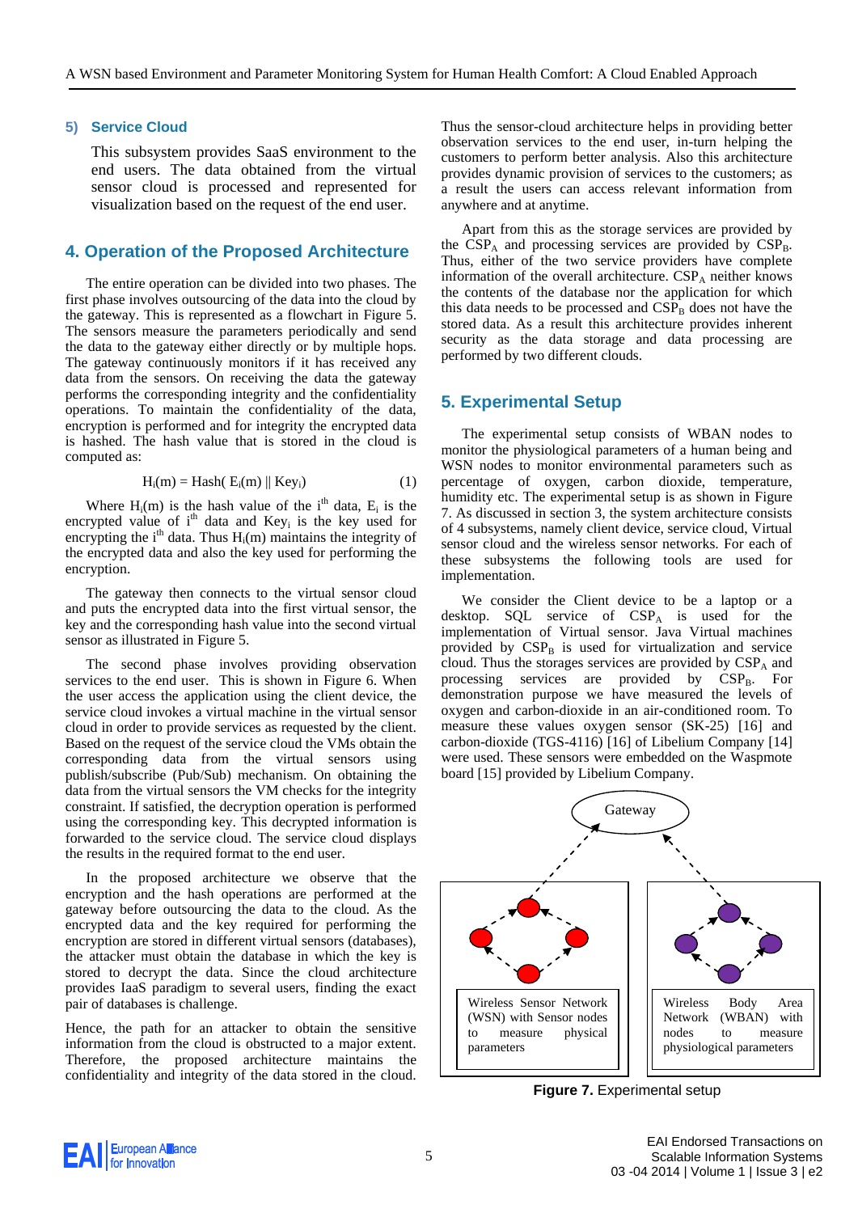### 5) Service Cloud

This subsystem provides SaaS environment to the end users. The data obtained from the virtual sensor cloud is processed and represented for visualization based on the request of the end user.

## 4. Operation of the Proposed Architecture

The entire operation can be divided into two phases. The first phase involves outsourcing of the data into the cloud by the gateway. This is represented as a flowchart in Figure 5. The sensors measure the parameters periodically and send the data to the gateway either directly or by multiple hops. The gateway continuously monitors if it has received any data from the sensors. On receiving the data the gateway performs the corresponding integrity and the confidentiality operations. To maintain the confidentiality of the data, encryption is performed and for integrity the encrypted data is hashed. The hash value that is stored in the cloud is computed as:

$$H_i(m) = Hash( E_i(m) \,||\, Key_i) \quad (1)$$

Where $H_i(m)$ is the hash value of the $i^{th}$ data, $E_i$ is the encrypted value of $i^{th}$ data and $Key_i$ is the key used for encrypting the $i^{th}$ data. Thus $H_i(m)$ maintains the integrity of the encrypted data and also the key used for performing the encryption.

The gateway then connects to the virtual sensor cloud and puts the encrypted data into the first virtual sensor, the key and the corresponding hash value into the second virtual sensor as illustrated in Figure 5.

The second phase involves providing observation services to the end user. This is shown in Figure 6. When the user access the application using the client device, the service cloud invokes a virtual machine in the virtual sensor cloud in order to provide services as requested by the client. Based on the request of the service cloud the VMs obtain the corresponding data from the virtual sensors using publish/subscribe (Pub/Sub) mechanism. On obtaining the data from the virtual sensors the VM checks for the integrity constraint. If satisfied, the decryption operation is performed using the corresponding key. This decrypted information is forwarded to the service cloud. The service cloud displays the results in the required format to the end user.

In the proposed architecture we observe that the encryption and the hash operations are performed at the gateway before outsourcing the data to the cloud. As the encrypted data and the key required for performing the encryption are stored in different virtual sensors (databases), the attacker must obtain the database in which the key is stored to decrypt the data. Since the cloud architecture provides IaaS paradigm to several users, finding the exact pair of databases is challenge.

Hence, the path for an attacker to obtain the sensitive information from the cloud is obstructed to a major extent. Therefore, the proposed architecture maintains the confidentiality and integrity of the data stored in the cloud.

Thus the sensor-cloud architecture helps in providing better observation services to the end user, in-turn helping the customers to perform better analysis. Also this architecture provides dynamic provision of services to the customers; as a result the users can access relevant information from anywhere and at anytime.

Apart from this as the storage services are provided by the $CSP_A$ and processing services are provided by $CSP_B$. Thus, either of the two service providers have complete information of the overall architecture. $CSP_A$ neither knows the contents of the database nor the application for which this data needs to be processed and $CSP_B$ does not have the stored data. As a result this architecture provides inherent security as the data storage and data processing are performed by two different clouds.

## 5. Experimental Setup

The experimental setup consists of WBAN nodes to monitor the physiological parameters of a human being and WSN nodes to monitor environmental parameters such as percentage of oxygen, carbon dioxide, temperature, humidity etc. The experimental setup is as shown in Figure 7. As discussed in section 3, the system architecture consists of 4 subsystems, namely client device, service cloud, Virtual sensor cloud and the wireless sensor networks. For each of these subsystems the following tools are used for implementation.

We consider the Client device to be a laptop or a desktop. SQL service of $CSP_A$ is used for the implementation of Virtual sensor. Java Virtual machines provided by $CSP_B$ is used for virtualization and service cloud. Thus the storages services are provided by $CSP_A$ and processing services are provided by $CSP_B$. For demonstration purpose we have measured the levels of oxygen and carbon-dioxide in an air-conditioned room. To measure these values oxygen sensor (SK-25) [16] and carbon-dioxide (TGS-4116) [16] of Libelium Company [14] were used. These sensors were embedded on the Waspmote board [15] provided by Libelium Company.

Gateway

Wireless Sensor Network (WSN) with Sensor nodes to measure physical parameters

Wireless Body Area Network (WBAN) with nodes to measure physiological parameters

**Figure 7.** Experimental setup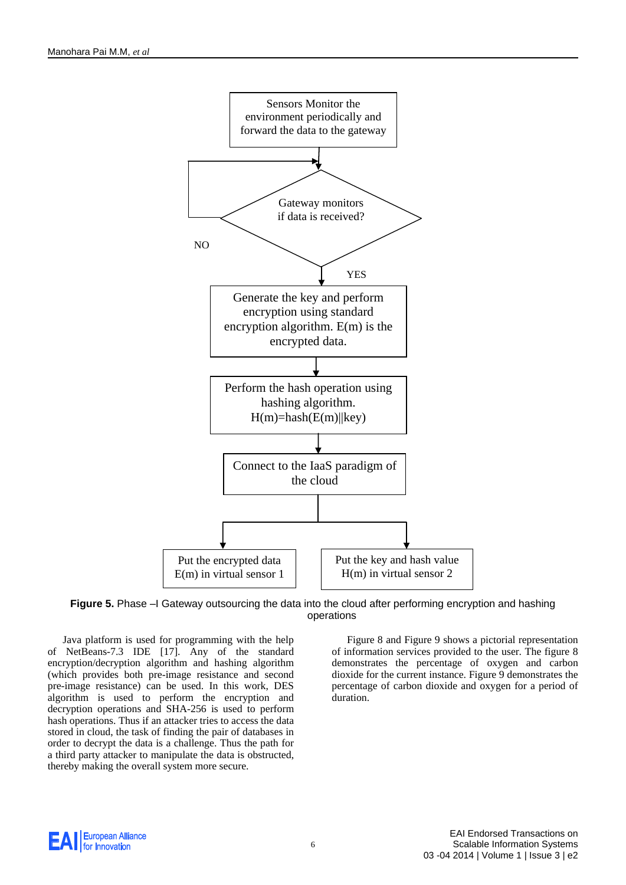Sensors Monitor the environment periodically and forward the data to the gateway

Gateway monitors if data is received?

NO

YES

Generate the key and perform encryption using standard encryption algorithm. E(m) is the encrypted data.

Perform the hash operation using hashing algorithm. H(m)=hash(E(m)||key)

Connect to the IaaS paradigm of the cloud

Put the encrypted data E(m) in virtual sensor 1

Put the key and hash value H(m) in virtual sensor 2

**Figure 5.** Phase –I Gateway outsourcing the data into the cloud after performing encryption and hashing operations

Java platform is used for programming with the help of NetBeans-7.3 IDE [17]. Any of the standard encryption/decryption algorithm and hashing algorithm (which provides both pre-image resistance and second pre-image resistance) can be used. In this work, DES algorithm is used to perform the encryption and decryption operations and SHA-256 is used to perform hash operations. Thus if an attacker tries to access the data stored in cloud, the task of finding the pair of databases in order to decrypt the data is a challenge. Thus the path for a third party attacker to manipulate the data is obstructed, thereby making the overall system more secure.

Figure 8 and Figure 9 shows a pictorial representation of information services provided to the user. The figure 8 demonstrates the percentage of oxygen and carbon dioxide for the current instance. Figure 9 demonstrates the percentage of carbon dioxide and oxygen for a period of duration.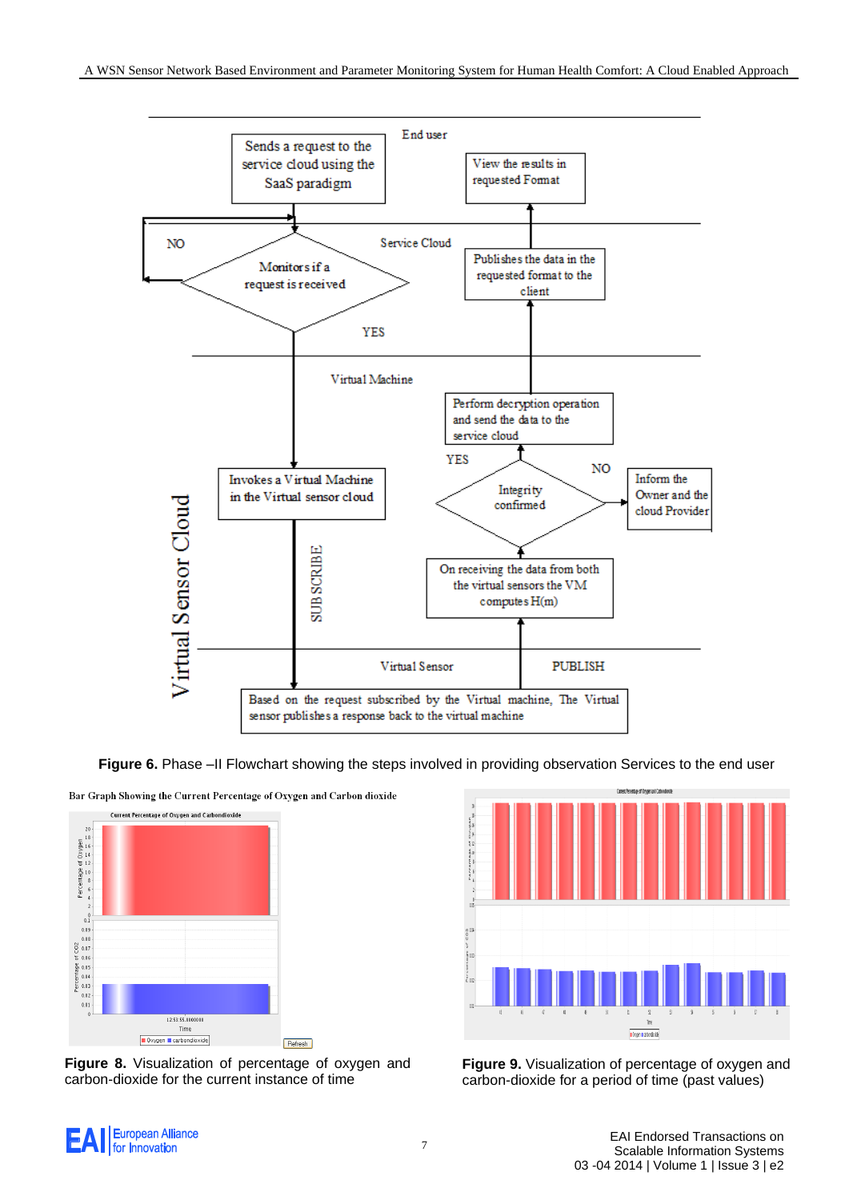**Figure 6.** Phase –II Flowchart showing the steps involved in providing observation Services to the end user

**Figure 8.** Visualization of percentage of oxygen and carbon-dioxide for the current instance of time

**Figure 9.** Visualization of percentage of oxygen and carbon-dioxide for a period of time (past values)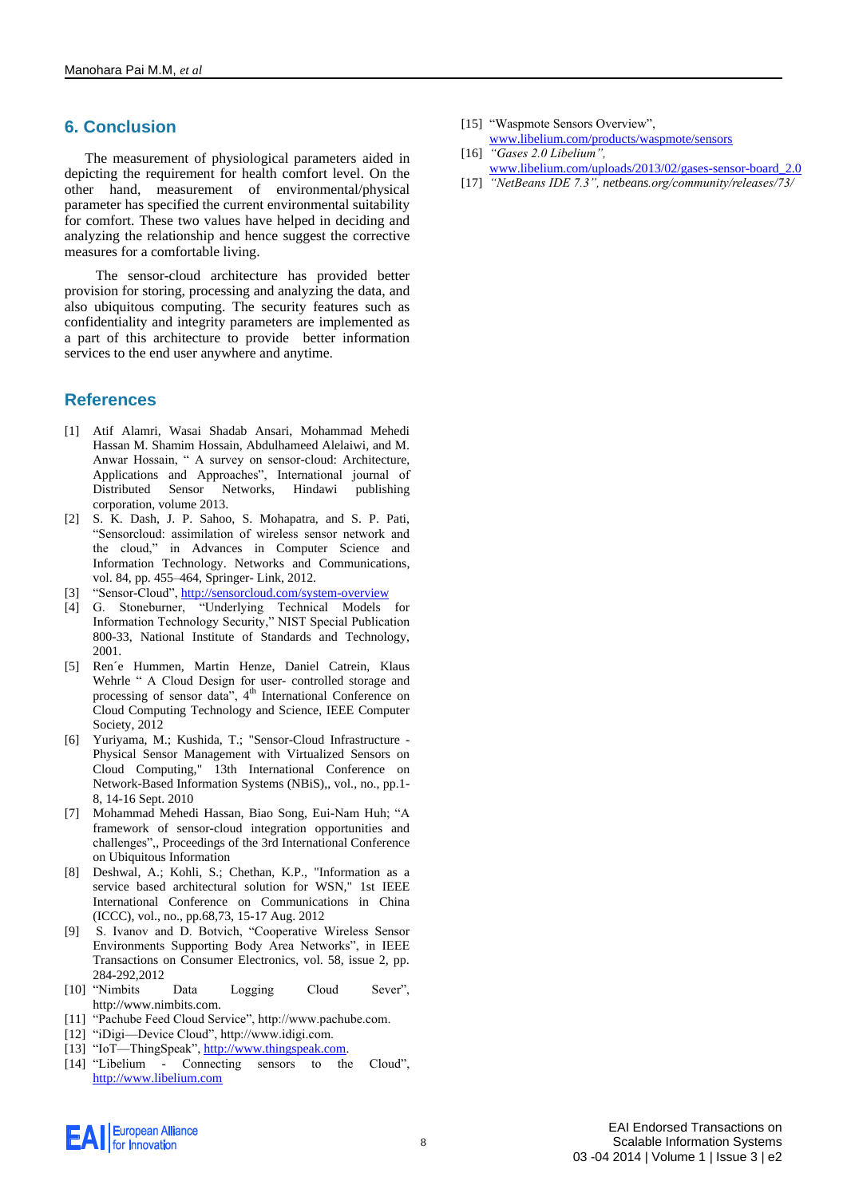## 6. Conclusion

The measurement of physiological parameters aided in depicting the requirement for health comfort level. On the other hand, measurement of environmental/physical parameter has specified the current environmental suitability for comfort. These two values have helped in deciding and analyzing the relationship and hence suggest the corrective measures for a comfortable living.

The sensor-cloud architecture has provided better provision for storing, processing and analyzing the data, and also ubiquitous computing. The security features such as confidentiality and integrity parameters are implemented as a part of this architecture to provide better information services to the end user anywhere and anytime.

## References

[1] Atif Alamri, Wasai Shadab Ansari, Mohammad Mehedi Hassan M. Shamim Hossain, Abdulhameed Alelaiwi, and M. Anwar Hossain, " A survey on sensor-cloud: Architecture, Applications and Approaches", International journal of Distributed Sensor Networks, Hindawi publishing corporation, volume 2013.

[2] S. K. Dash, J. P. Sahoo, S. Mohapatra, and S. P. Pati, "Sensorcloud: assimilation of wireless sensor network and the cloud," in Advances in Computer Science and Information Technology. Networks and Communications, vol. 84, pp. 455–464, Springer- Link, 2012.

[3] "Sensor-Cloud", http://sensorcloud.com/system-overview

[4] G. Stoneburner, "Underlying Technical Models for Information Technology Security," NIST Special Publication 800-33, National Institute of Standards and Technology, 2001.

[5] Ren´e Hummen, Martin Henze, Daniel Catrein, Klaus Wehrle " A Cloud Design for user- controlled storage and processing of sensor data", 4th International Conference on Cloud Computing Technology and Science, IEEE Computer Society, 2012

[6] Yuriyama, M.; Kushida, T.; "Sensor-Cloud Infrastructure - Physical Sensor Management with Virtualized Sensors on Cloud Computing," 13th International Conference on Network-Based Information Systems (NBiS),, vol., no., pp.1-8, 14-16 Sept. 2010

[7] Mohammad Mehedi Hassan, Biao Song, Eui-Nam Huh; "A framework of sensor-cloud integration opportunities and challenges",, Proceedings of the 3rd International Conference on Ubiquitous Information

[8] Deshwal, A.; Kohli, S.; Chethan, K.P., "Information as a service based architectural solution for WSN," 1st IEEE International Conference on Communications in China (ICCC), vol., no., pp.68,73, 15-17 Aug. 2012

[9] S. Ivanov and D. Botvich, "Cooperative Wireless Sensor Environments Supporting Body Area Networks", in IEEE Transactions on Consumer Electronics, vol. 58, issue 2, pp. 284-292,2012

[10] "Nimbits Data Logging Cloud Sever", http://www.nimbits.com.

[11] "Pachube Feed Cloud Service", http://www.pachube.com.

[12] "iDigi—Device Cloud", http://www.idigi.com.

[13] "IoT—ThingSpeak", http://www.thingspeak.com.

[14] "Libelium - Connecting sensors to the Cloud", http://www.libelium.com

[15] "Waspmote Sensors Overview", www.libelium.com/products/waspmote/sensors

[16] *"Gases 2.0 Libelium"*, www.libelium.com/uploads/2013/02/gases-sensor-board_2.0

[17] *"NetBeans IDE 7.3", netbeans.org/community/releases/73/*